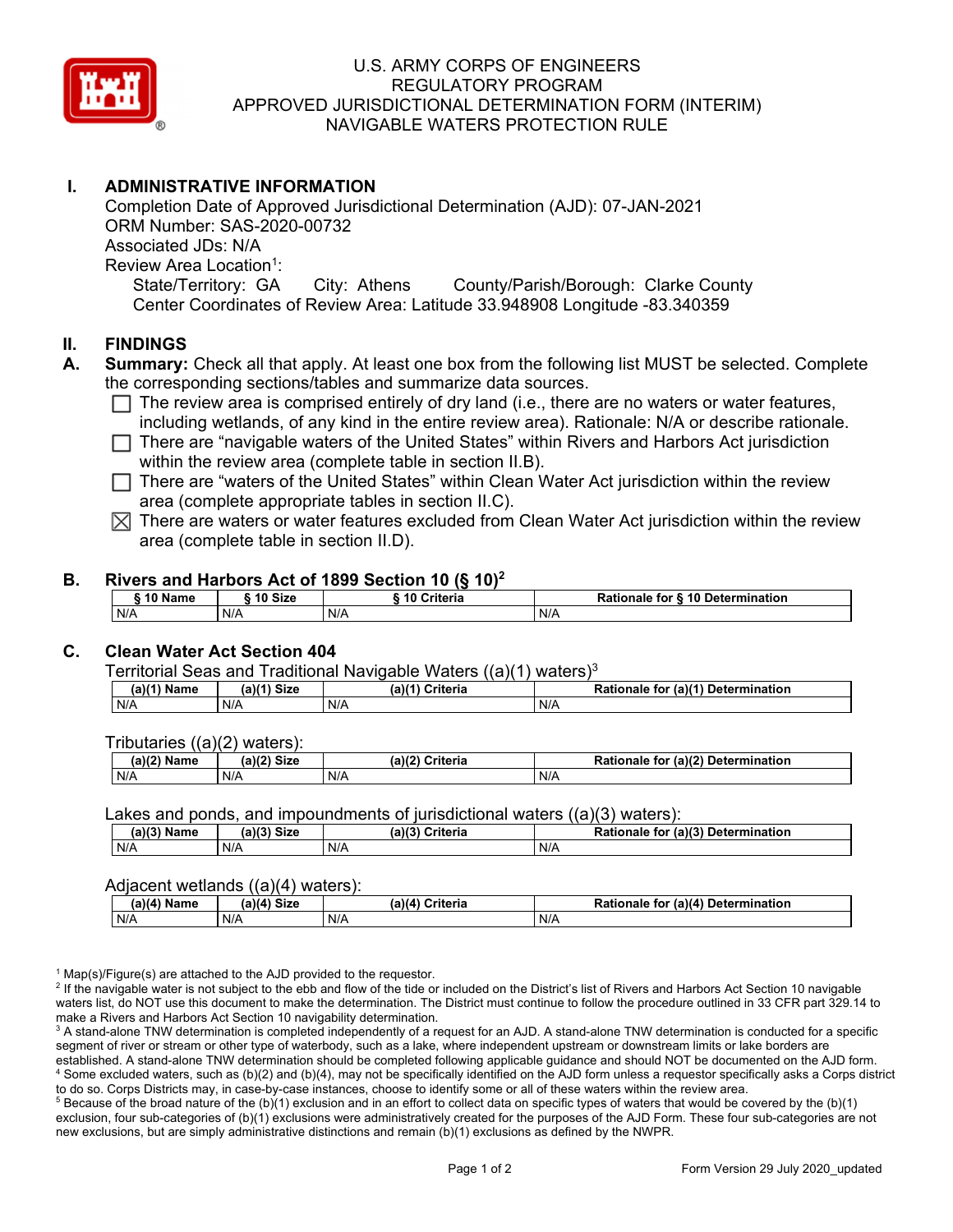# U.S. ARMY CORPS OF ENGINEERS
# REGULATORY PROGRAM
# APPROVED JURISDICTIONAL DETERMINATION FORM (INTERIM)
# NAVIGABLE WATERS PROTECTION RULE

## I. ADMINISTRATIVE INFORMATION

Completion Date of Approved Jurisdictional Determination (AJD): 07-JAN-2021
ORM Number: SAS-2020-00732
Associated JDs: N/A
Review Area Location[1]:
State/Territory: GA City: Athens County/Parish/Borough: Clarke County
Center Coordinates of Review Area: Latitude 33.948908 Longitude -83.340359

## II. FINDINGS

**A. Summary:** Check all that apply. At least one box from the following list MUST be selected. Complete the corresponding sections/tables and summarize data sources.

- ☐ The review area is comprised entirely of dry land (i.e., there are no waters or water features, including wetlands, of any kind in the entire review area). Rationale: N/A or describe rationale.
- ☐ There are "navigable waters of the United States" within Rivers and Harbors Act jurisdiction within the review area (complete table in section II.B).
- ☐ There are "waters of the United States" within Clean Water Act jurisdiction within the review area (complete appropriate tables in section II.C).
- ☒ There are waters or water features excluded from Clean Water Act jurisdiction within the review area (complete table in section II.D).

**B. Rivers and Harbors Act of 1899 Section 10 (§ 10)[2]**

| § 10 Name | § 10 Size | § 10 Criteria | Rationale for § 10 Determination |
|---|---|---|---|
| N/A | N/A | N/A | N/A |

**C. Clean Water Act Section 404**

Territorial Seas and Traditional Navigable Waters ((a)(1) waters)[3]

| (a)(1) Name | (a)(1) Size | (a)(1) Criteria | Rationale for (a)(1) Determination |
|---|---|---|---|
| N/A | N/A | N/A | N/A |

Tributaries ((a)(2) waters):

| (a)(2) Name | (a)(2) Size | (a)(2) Criteria | Rationale for (a)(2) Determination |
|---|---|---|---|
| N/A | N/A | N/A | N/A |

Lakes and ponds, and impoundments of jurisdictional waters ((a)(3) waters):

| (a)(3) Name | (a)(3) Size | (a)(3) Criteria | Rationale for (a)(3) Determination |
|---|---|---|---|
| N/A | N/A | N/A | N/A |

Adjacent wetlands ((a)(4) waters):

| (a)(4) Name | (a)(4) Size | (a)(4) Criteria | Rationale for (a)(4) Determination |
|---|---|---|---|
| N/A | N/A | N/A | N/A |

[1] Map(s)/Figure(s) are attached to the AJD provided to the requestor.
[2] If the navigable water is not subject to the ebb and flow of the tide or included on the District's list of Rivers and Harbors Act Section 10 navigable waters list, do NOT use this document to make the determination. The District must continue to follow the procedure outlined in 33 CFR part 329.14 to make a Rivers and Harbors Act Section 10 navigability determination.
[3] A stand-alone TNW determination is completed independently of a request for an AJD. A stand-alone TNW determination is conducted for a specific segment of river or stream or other type of waterbody, such as a lake, where independent upstream or downstream limits or lake borders are established. A stand-alone TNW determination should be completed following applicable guidance and should NOT be documented on the AJD form.
[4] Some excluded waters, such as (b)(2) and (b)(4), may not be specifically identified on the AJD form unless a requestor specifically asks a Corps district to do so. Corps Districts may, in case-by-case instances, choose to identify some or all of these waters within the review area.
[5] Because of the broad nature of the (b)(1) exclusion and in an effort to collect data on specific types of waters that would be covered by the (b)(1) exclusion, four sub-categories of (b)(1) exclusions were administratively created for the purposes of the AJD Form. These four sub-categories are not new exclusions, but are simply administrative distinctions and remain (b)(1) exclusions as defined by the NWPR.

Form Version 29 July 2020_updated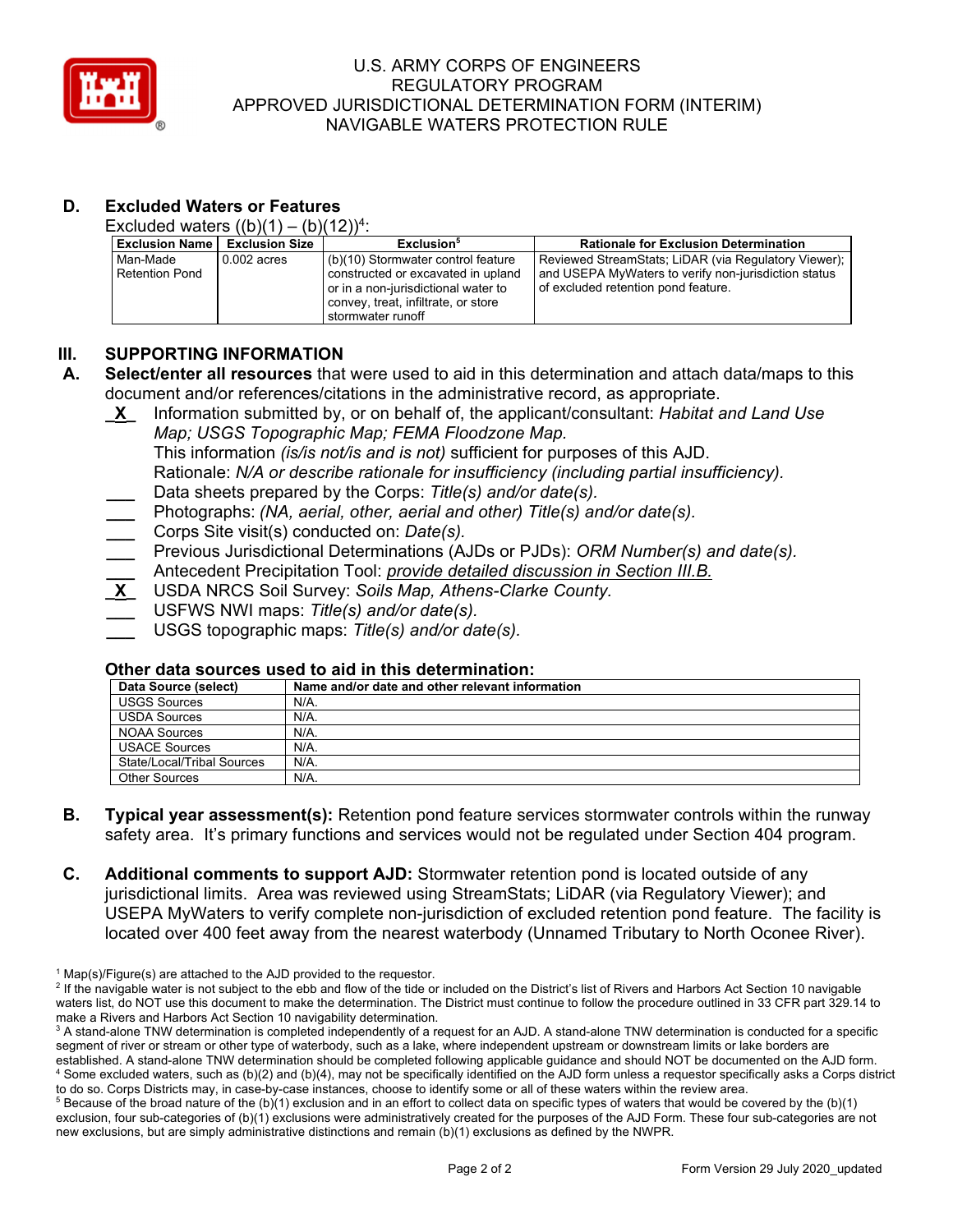# U.S. ARMY CORPS OF ENGINEERS
## REGULATORY PROGRAM
## APPROVED JURISDICTIONAL DETERMINATION FORM (INTERIM)
## NAVIGABLE WATERS PROTECTION RULE

**D. Excluded Waters or Features**

Excluded waters ((b)(1) – (b)(12))[4]:

| Exclusion Name | Exclusion Size | Exclusion[5] | Rationale for Exclusion Determination |
|---|---|---|---|
| Man-Made Retention Pond | 0.002 acres | (b)(10) Stormwater control feature constructed or excavated in upland or in a non-jurisdictional water to convey, treat, infiltrate, or store stormwater runoff | Reviewed StreamStats; LiDAR (via Regulatory Viewer); and USEPA MyWaters to verify non-jurisdiction status of excluded retention pond feature. |

## III. SUPPORTING INFORMATION

**A. Select/enter all resources** that were used to aid in this determination and attach data/maps to this document and/or references/citations in the administrative record, as appropriate.

- \_X\_ Information submitted by, or on behalf of, the applicant/consultant: *Habitat and Land Use Map; USGS Topographic Map; FEMA Floodzone Map.*
  This information *(is/is not/is and is not)* sufficient for purposes of this AJD.
  Rationale: *N/A or describe rationale for insufficiency (including partial insufficiency).*
- \_\_\_ Data sheets prepared by the Corps: *Title(s) and/or date(s).*
- \_\_\_ Photographs: *(NA, aerial, other, aerial and other) Title(s) and/or date(s).*
- \_\_\_ Corps Site visit(s) conducted on: *Date(s).*
- \_\_\_ Previous Jurisdictional Determinations (AJDs or PJDs): *ORM Number(s) and date(s).*
- \_\_\_ Antecedent Precipitation Tool: *provide detailed discussion in Section III.B.*
- \_X\_ USDA NRCS Soil Survey: *Soils Map, Athens-Clarke County.*
- \_\_\_ USFWS NWI maps: *Title(s) and/or date(s).*
- \_\_\_ USGS topographic maps: *Title(s) and/or date(s).*

**Other data sources used to aid in this determination:**

| Data Source (select) | Name and/or date and other relevant information |
|---|---|
| USGS Sources | N/A. |
| USDA Sources | N/A. |
| NOAA Sources | N/A. |
| USACE Sources | N/A. |
| State/Local/Tribal Sources | N/A. |
| Other Sources | N/A. |

**B. Typical year assessment(s):** Retention pond feature services stormwater controls within the runway safety area. It's primary functions and services would not be regulated under Section 404 program.

**C. Additional comments to support AJD:** Stormwater retention pond is located outside of any jurisdictional limits. Area was reviewed using StreamStats; LiDAR (via Regulatory Viewer); and USEPA MyWaters to verify complete non-jurisdiction of excluded retention pond feature. The facility is located over 400 feet away from the nearest waterbody (Unnamed Tributary to North Oconee River).

[1] Map(s)/Figure(s) are attached to the AJD provided to the requestor.
[2] If the navigable water is not subject to the ebb and flow of the tide or included on the District's list of Rivers and Harbors Act Section 10 navigable waters list, do NOT use this document to make the determination. The District must continue to follow the procedure outlined in 33 CFR part 329.14 to make a Rivers and Harbors Act Section 10 navigability determination.
[3] A stand-alone TNW determination is completed independently of a request for an AJD. A stand-alone TNW determination is conducted for a specific segment of river or stream or other type of waterbody, such as a lake, where independent upstream or downstream limits or lake borders are established. A stand-alone TNW determination should be completed following applicable guidance and should NOT be documented on the AJD form.
[4] Some excluded waters, such as (b)(2) and (b)(4), may not be specifically identified on the AJD form unless a requestor specifically asks a Corps district to do so. Corps Districts may, in case-by-case instances, choose to identify some or all of these waters within the review area.
[5] Because of the broad nature of the (b)(1) exclusion and in an effort to collect data on specific types of waters that would be covered by the (b)(1) exclusion, four sub-categories of (b)(1) exclusions were administratively created for the purposes of the AJD Form. These four sub-categories are not new exclusions, but are simply administrative distinctions and remain (b)(1) exclusions as defined by the NWPR.

Form Version 29 July 2020_updated